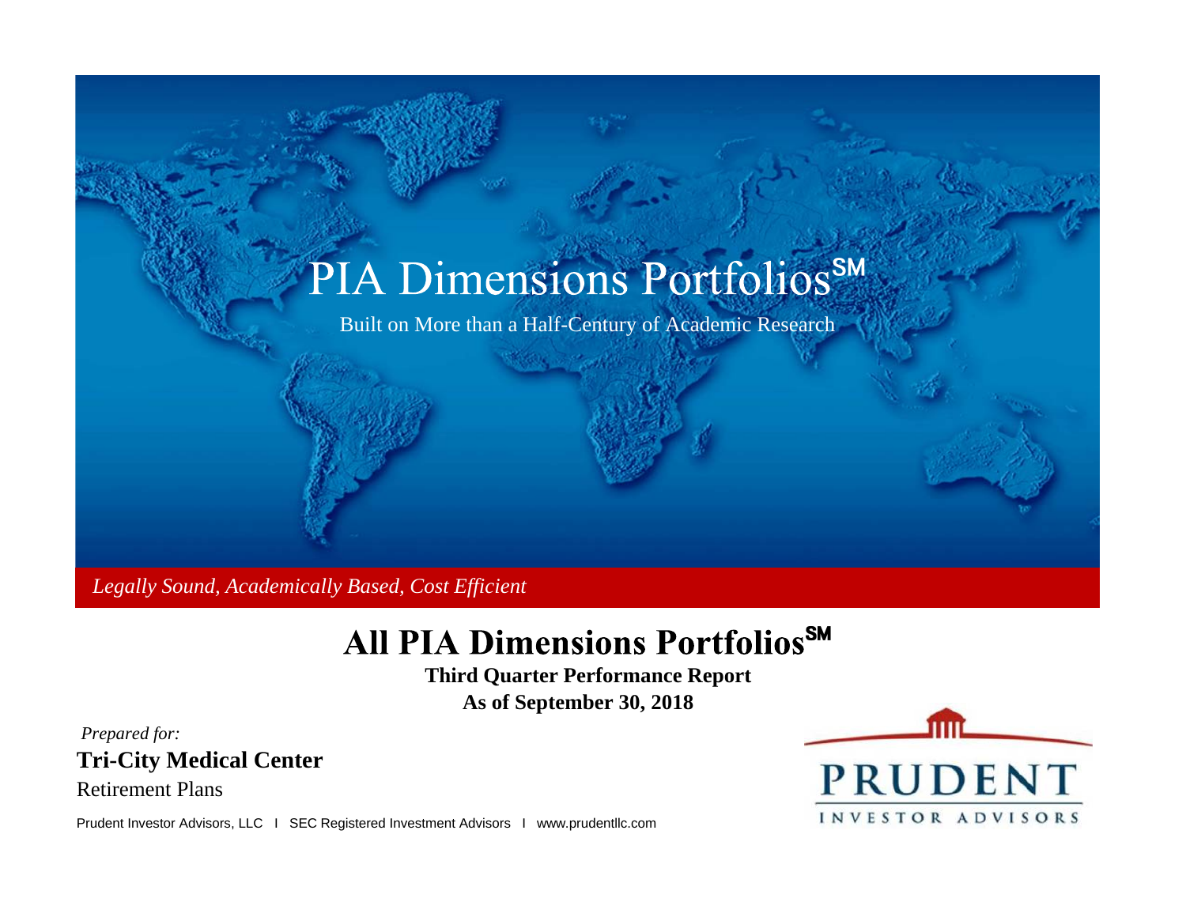# PIA Dimensions Portfolios℠

Built on More than a Half-Century of Academic Research

*Legally Sound, Academically Based, Cost Efficient*

## All PIA Dimensions Portfolios℠

**Third Quarter Performance Report**

**As of September 30, 2018**

*Prepared for:*

**Tri-City Medical Center**

Retirement Plans

Prudent Investor Advisors, LLC I SEC Registered Investment Advisors I www.prudentllc.com

PRUDENT

INVESTOR ADVISORS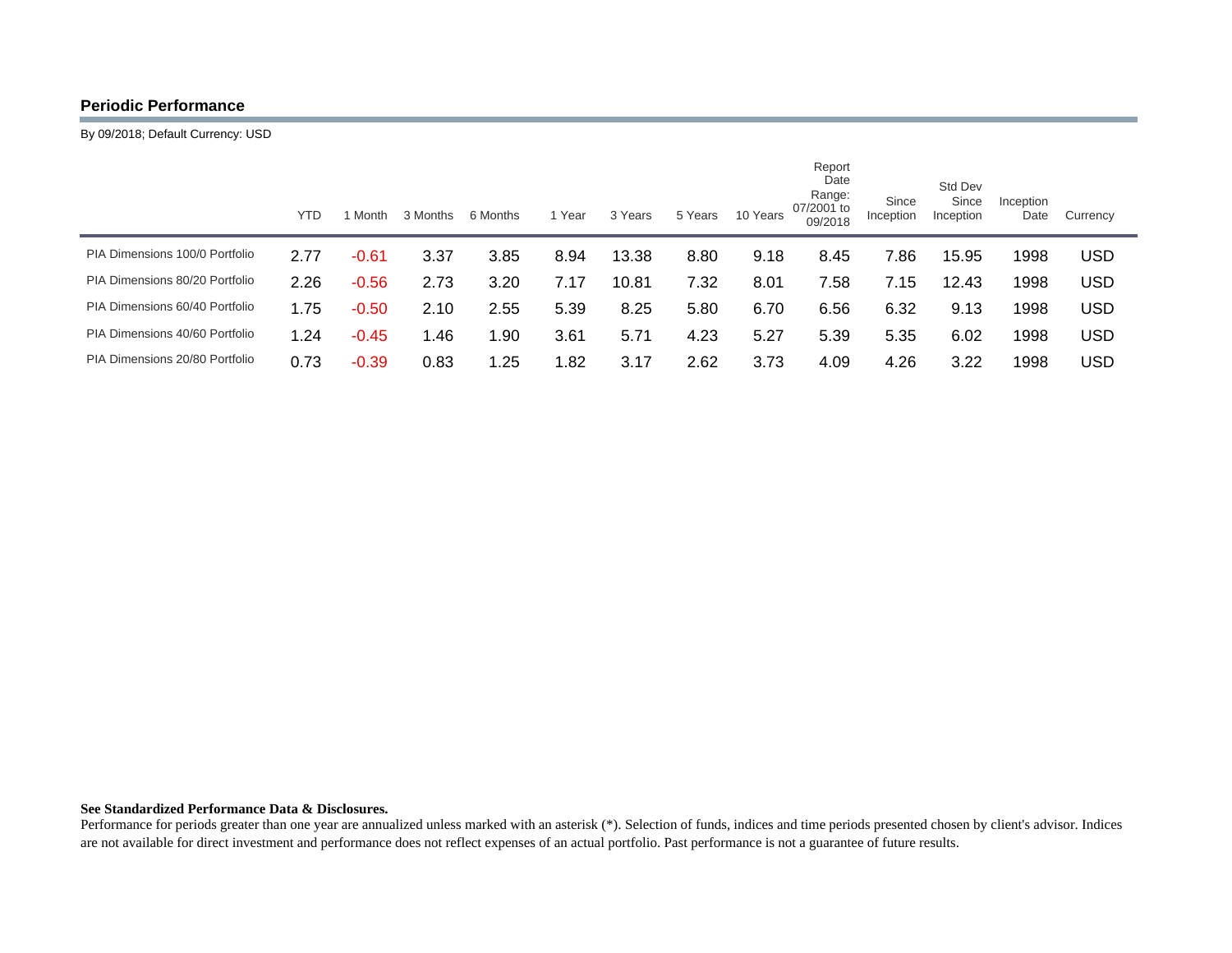## Periodic Performance

By 09/2018; Default Currency: USD

| | YTD | 1 Month | 3 Months | 6 Months | 1 Year | 3 Years | 5 Years | 10 Years | Report Date Range: 07/2001 to 09/2018 | Since Inception | Std Dev Since Inception | Inception Date | Currency |
|---|---|---|---|---|---|---|---|---|---|---|---|---|---|
| PIA Dimensions 100/0 Portfolio | 2.77 | -0.61 | 3.37 | 3.85 | 8.94 | 13.38 | 8.80 | 9.18 | 8.45 | 7.86 | 15.95 | 1998 | USD |
| PIA Dimensions 80/20 Portfolio | 2.26 | -0.56 | 2.73 | 3.20 | 7.17 | 10.81 | 7.32 | 8.01 | 7.58 | 7.15 | 12.43 | 1998 | USD |
| PIA Dimensions 60/40 Portfolio | 1.75 | -0.50 | 2.10 | 2.55 | 5.39 | 8.25 | 5.80 | 6.70 | 6.56 | 6.32 | 9.13 | 1998 | USD |
| PIA Dimensions 40/60 Portfolio | 1.24 | -0.45 | 1.46 | 1.90 | 3.61 | 5.71 | 4.23 | 5.27 | 5.39 | 5.35 | 6.02 | 1998 | USD |
| PIA Dimensions 20/80 Portfolio | 0.73 | -0.39 | 0.83 | 1.25 | 1.82 | 3.17 | 2.62 | 3.73 | 4.09 | 4.26 | 3.22 | 1998 | USD |

**See Standardized Performance Data & Disclosures.**
Performance for periods greater than one year are annualized unless marked with an asterisk (*). Selection of funds, indices and time periods presented chosen by client's advisor. Indices are not available for direct investment and performance does not reflect expenses of an actual portfolio. Past performance is not a guarantee of future results.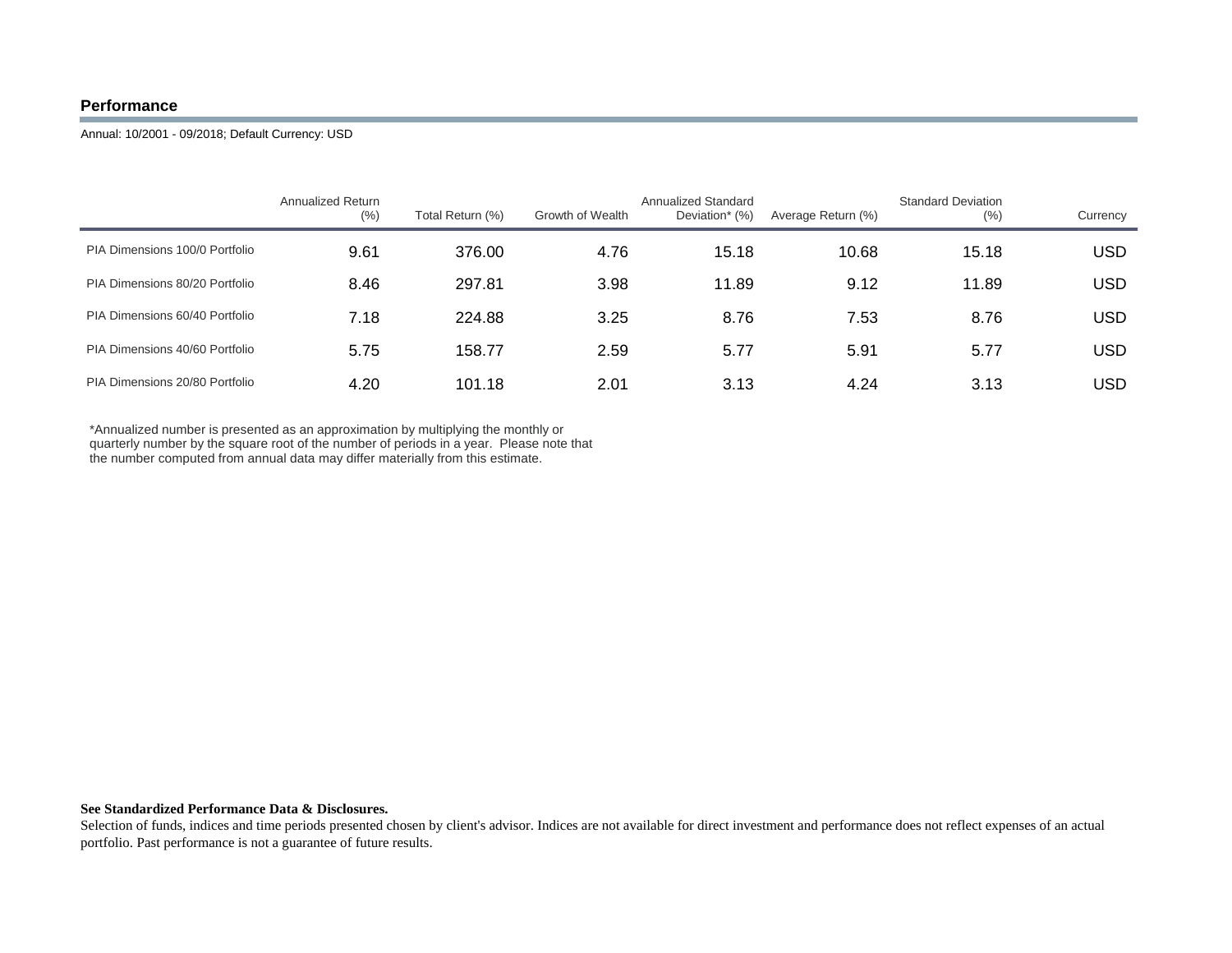## Performance

Annual: 10/2001 - 09/2018; Default Currency: USD

| | Annualized Return (%) | Total Return (%) | Growth of Wealth | Annualized Standard Deviation* (%) | Average Return (%) | Standard Deviation (%) | Currency |
|---|---|---|---|---|---|---|---|
| PIA Dimensions 100/0 Portfolio | 9.61 | 376.00 | 4.76 | 15.18 | 10.68 | 15.18 | USD |
| PIA Dimensions 80/20 Portfolio | 8.46 | 297.81 | 3.98 | 11.89 | 9.12 | 11.89 | USD |
| PIA Dimensions 60/40 Portfolio | 7.18 | 224.88 | 3.25 | 8.76 | 7.53 | 8.76 | USD |
| PIA Dimensions 40/60 Portfolio | 5.75 | 158.77 | 2.59 | 5.77 | 5.91 | 5.77 | USD |
| PIA Dimensions 20/80 Portfolio | 4.20 | 101.18 | 2.01 | 3.13 | 4.24 | 3.13 | USD |

*Annualized number is presented as an approximation by multiplying the monthly or quarterly number by the square root of the number of periods in a year. Please note that the number computed from annual data may differ materially from this estimate.

**See Standardized Performance Data & Disclosures.**

Selection of funds, indices and time periods presented chosen by client's advisor. Indices are not available for direct investment and performance does not reflect expenses of an actual portfolio. Past performance is not a guarantee of future results.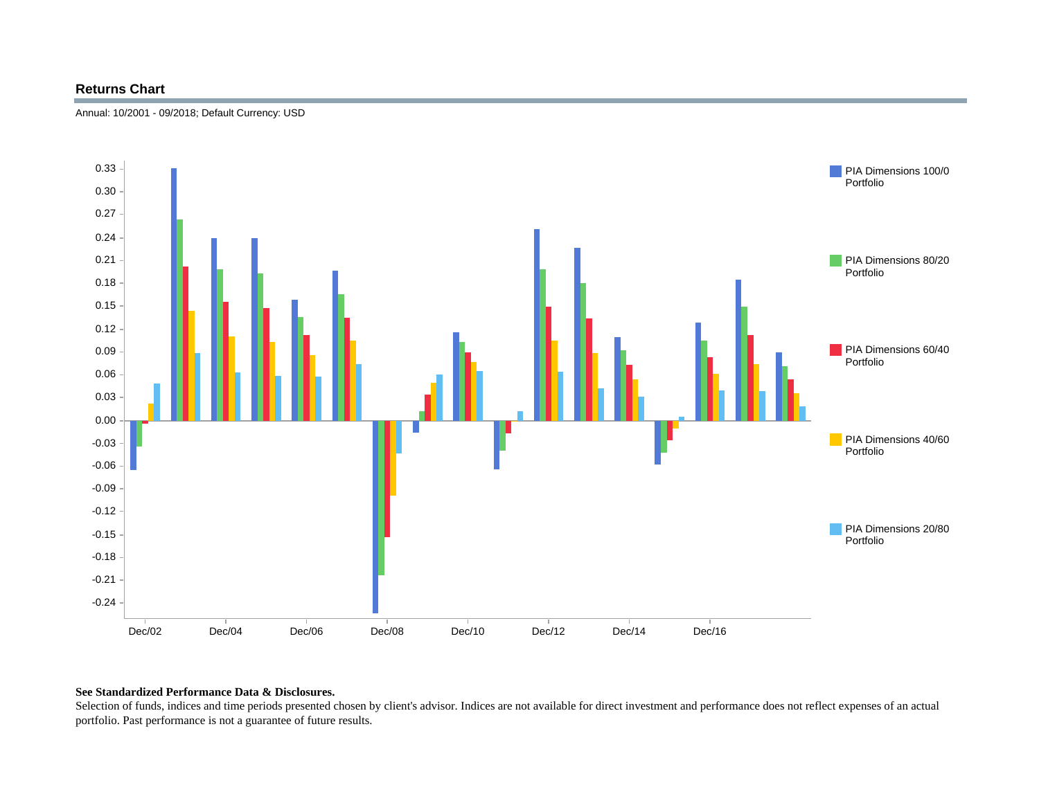## Returns Chart

Annual: 10/2001 - 09/2018; Default Currency: USD

**See Standardized Performance Data & Disclosures.**

Selection of funds, indices and time periods presented chosen by client's advisor. Indices are not available for direct investment and performance does not reflect expenses of an actual portfolio. Past performance is not a guarantee of future results.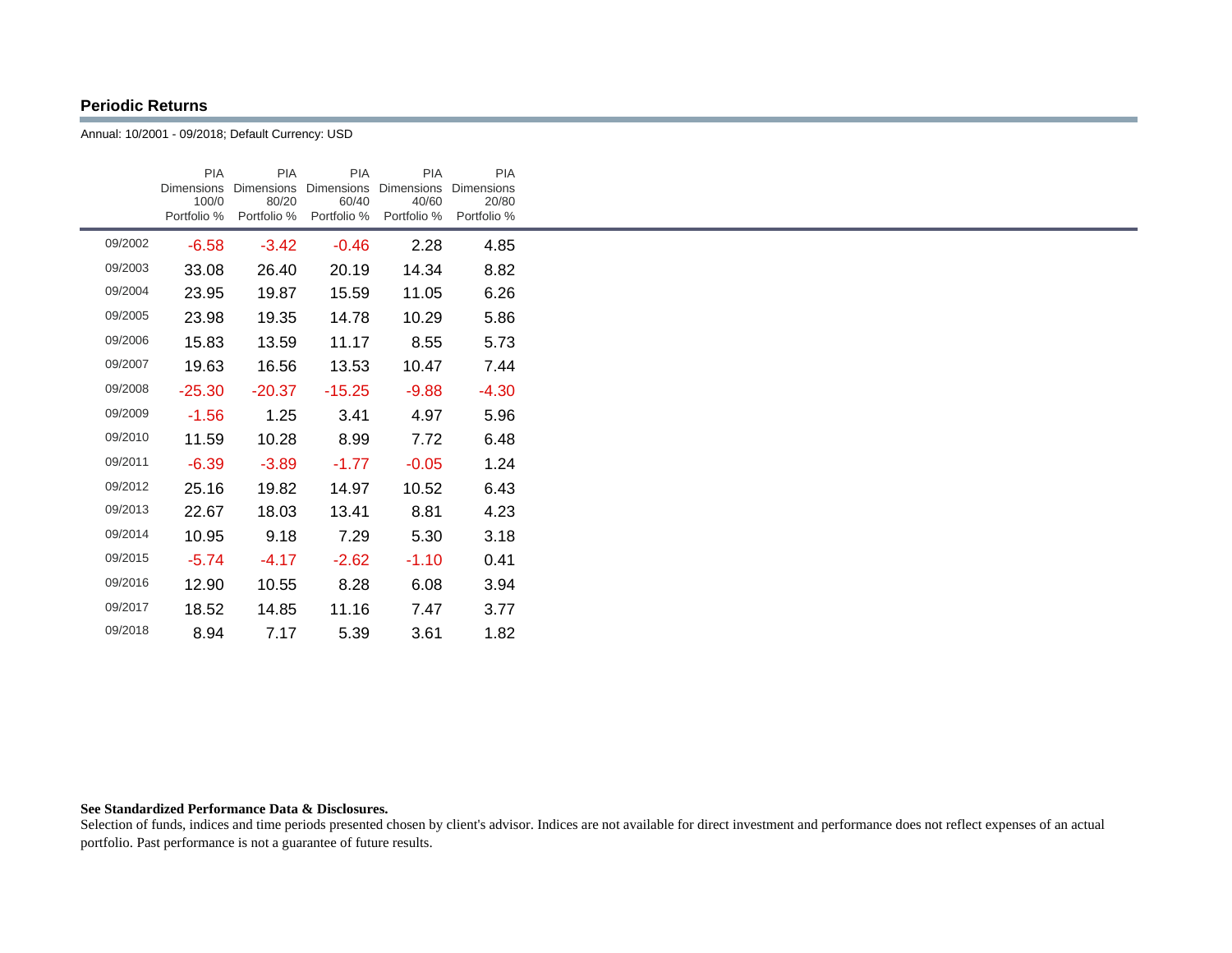## Periodic Returns

Annual: 10/2001 - 09/2018; Default Currency: USD

| | PIA Dimensions 100/0 Portfolio % | PIA Dimensions 80/20 Portfolio % | PIA Dimensions 60/40 Portfolio % | PIA Dimensions 40/60 Portfolio % | PIA Dimensions 20/80 Portfolio % |
|---|---|---|---|---|---|
| 09/2002 | -6.58 | -3.42 | -0.46 | 2.28 | 4.85 |
| 09/2003 | 33.08 | 26.40 | 20.19 | 14.34 | 8.82 |
| 09/2004 | 23.95 | 19.87 | 15.59 | 11.05 | 6.26 |
| 09/2005 | 23.98 | 19.35 | 14.78 | 10.29 | 5.86 |
| 09/2006 | 15.83 | 13.59 | 11.17 | 8.55 | 5.73 |
| 09/2007 | 19.63 | 16.56 | 13.53 | 10.47 | 7.44 |
| 09/2008 | -25.30 | -20.37 | -15.25 | -9.88 | -4.30 |
| 09/2009 | -1.56 | 1.25 | 3.41 | 4.97 | 5.96 |
| 09/2010 | 11.59 | 10.28 | 8.99 | 7.72 | 6.48 |
| 09/2011 | -6.39 | -3.89 | -1.77 | -0.05 | 1.24 |
| 09/2012 | 25.16 | 19.82 | 14.97 | 10.52 | 6.43 |
| 09/2013 | 22.67 | 18.03 | 13.41 | 8.81 | 4.23 |
| 09/2014 | 10.95 | 9.18 | 7.29 | 5.30 | 3.18 |
| 09/2015 | -5.74 | -4.17 | -2.62 | -1.10 | 0.41 |
| 09/2016 | 12.90 | 10.55 | 8.28 | 6.08 | 3.94 |
| 09/2017 | 18.52 | 14.85 | 11.16 | 7.47 | 3.77 |
| 09/2018 | 8.94 | 7.17 | 5.39 | 3.61 | 1.82 |

**See Standardized Performance Data & Disclosures.**
Selection of funds, indices and time periods presented chosen by client's advisor. Indices are not available for direct investment and performance does not reflect expenses of an actual portfolio. Past performance is not a guarantee of future results.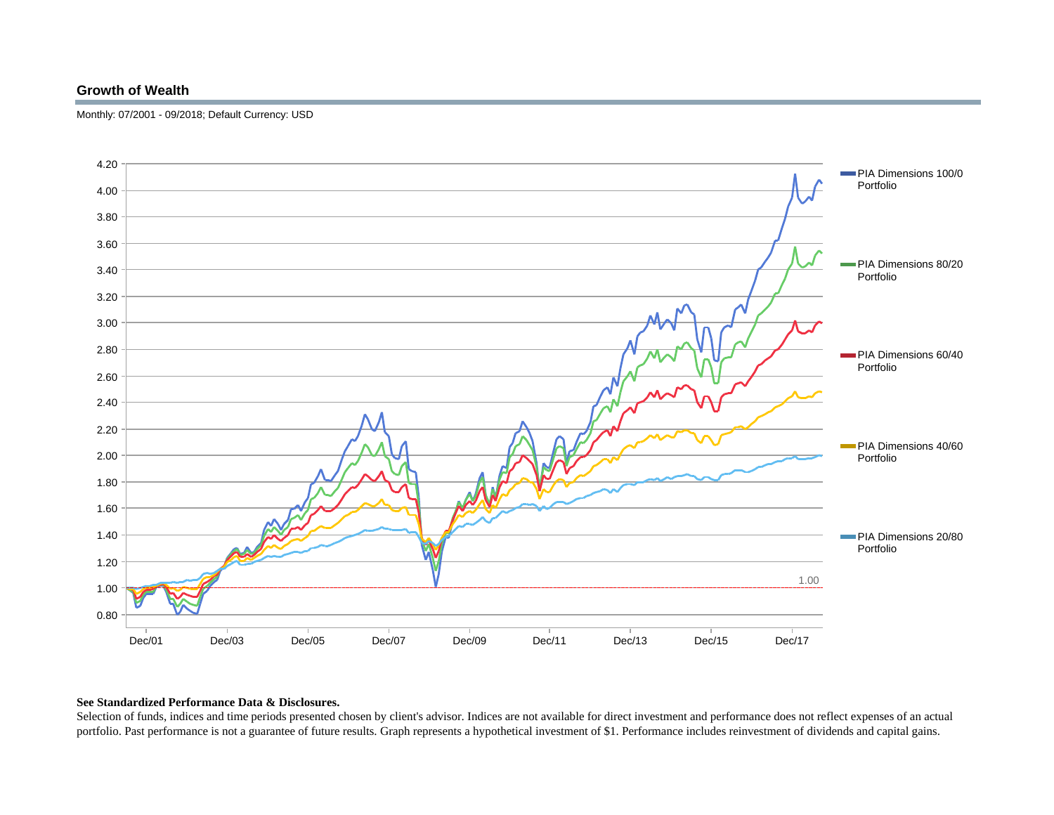## Growth of Wealth

Monthly: 07/2001 - 09/2018; Default Currency: USD

**See Standardized Performance Data & Disclosures.**

Selection of funds, indices and time periods presented chosen by client's advisor. Indices are not available for direct investment and performance does not reflect expenses of an actual portfolio. Past performance is not a guarantee of future results. Graph represents a hypothetical investment of $1. Performance includes reinvestment of dividends and capital gains.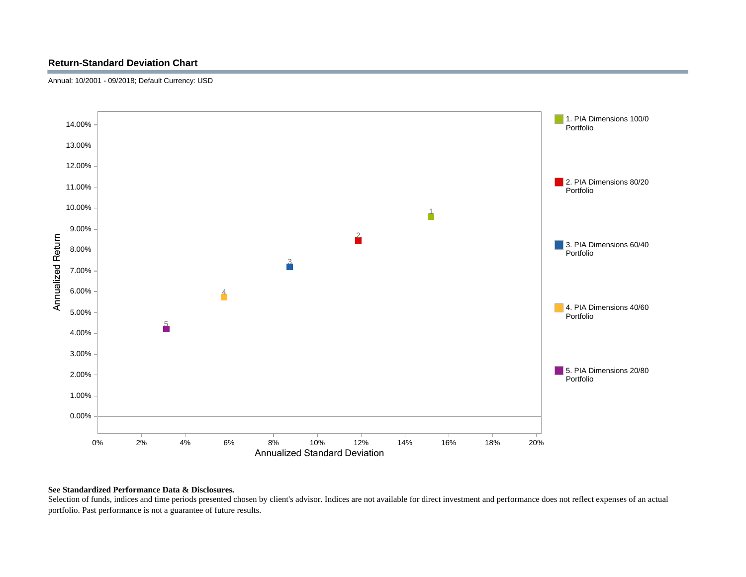## Return-Standard Deviation Chart

Annual: 10/2001 - 09/2018; Default Currency: USD

1. PIA Dimensions 100/0 Portfolio
2. PIA Dimensions 80/20 Portfolio
3. PIA Dimensions 60/40 Portfolio
4. PIA Dimensions 40/60 Portfolio
5. PIA Dimensions 20/80 Portfolio

**See Standardized Performance Data & Disclosures.**

Selection of funds, indices and time periods presented chosen by client's advisor. Indices are not available for direct investment and performance does not reflect expenses of an actual portfolio. Past performance is not a guarantee of future results.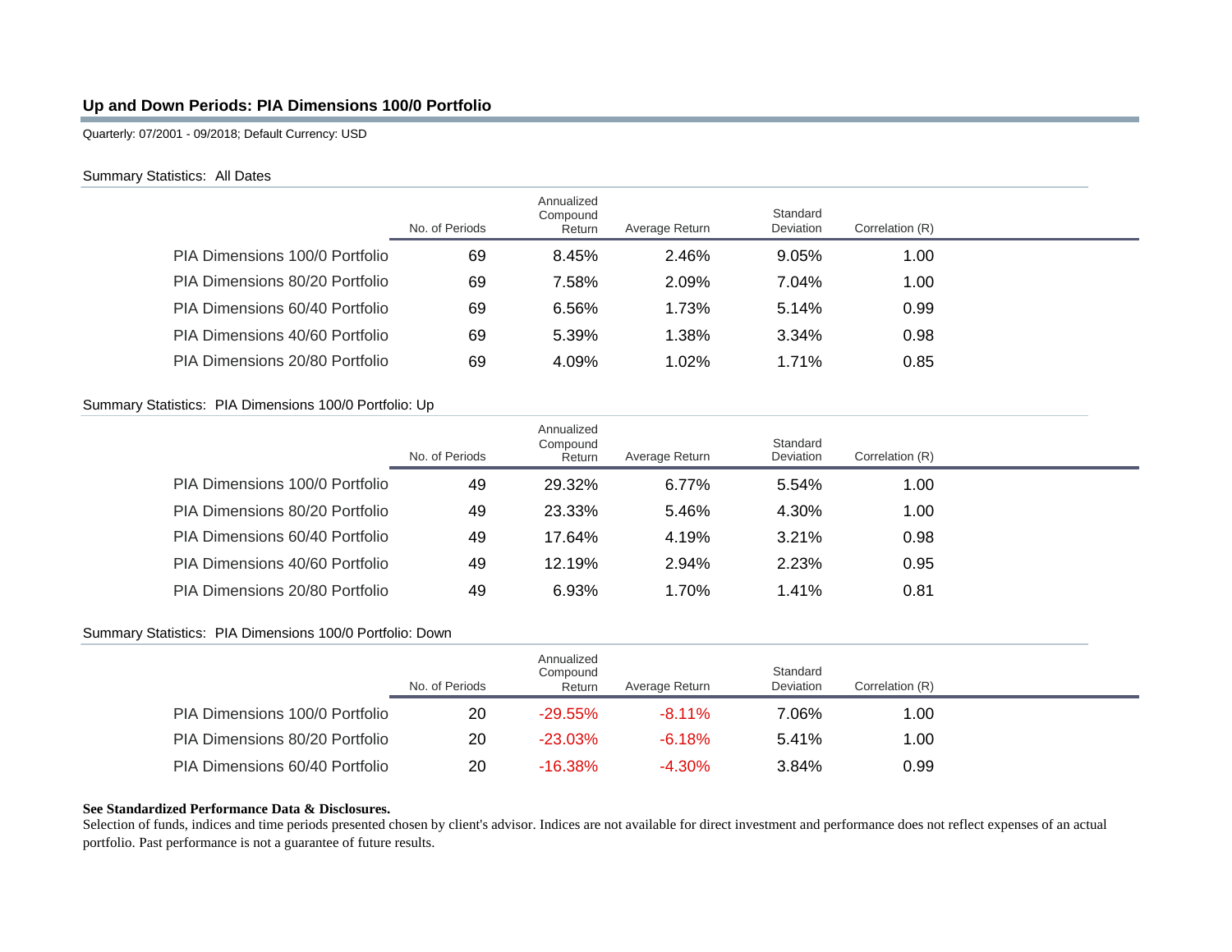## Up and Down Periods: PIA Dimensions 100/0 Portfolio

Quarterly: 07/2001 - 09/2018; Default Currency: USD

Summary Statistics: All Dates

| | No. of Periods | Annualized Compound Return | Average Return | Standard Deviation | Correlation (R) |
|---|---|---|---|---|---|
| PIA Dimensions 100/0 Portfolio | 69 | 8.45% | 2.46% | 9.05% | 1.00 |
| PIA Dimensions 80/20 Portfolio | 69 | 7.58% | 2.09% | 7.04% | 1.00 |
| PIA Dimensions 60/40 Portfolio | 69 | 6.56% | 1.73% | 5.14% | 0.99 |
| PIA Dimensions 40/60 Portfolio | 69 | 5.39% | 1.38% | 3.34% | 0.98 |
| PIA Dimensions 20/80 Portfolio | 69 | 4.09% | 1.02% | 1.71% | 0.85 |

Summary Statistics: PIA Dimensions 100/0 Portfolio: Up

| | No. of Periods | Annualized Compound Return | Average Return | Standard Deviation | Correlation (R) |
|---|---|---|---|---|---|
| PIA Dimensions 100/0 Portfolio | 49 | 29.32% | 6.77% | 5.54% | 1.00 |
| PIA Dimensions 80/20 Portfolio | 49 | 23.33% | 5.46% | 4.30% | 1.00 |
| PIA Dimensions 60/40 Portfolio | 49 | 17.64% | 4.19% | 3.21% | 0.98 |
| PIA Dimensions 40/60 Portfolio | 49 | 12.19% | 2.94% | 2.23% | 0.95 |
| PIA Dimensions 20/80 Portfolio | 49 | 6.93% | 1.70% | 1.41% | 0.81 |

Summary Statistics: PIA Dimensions 100/0 Portfolio: Down

| | No. of Periods | Annualized Compound Return | Average Return | Standard Deviation | Correlation (R) |
|---|---|---|---|---|---|
| PIA Dimensions 100/0 Portfolio | 20 | -29.55% | -8.11% | 7.06% | 1.00 |
| PIA Dimensions 80/20 Portfolio | 20 | -23.03% | -6.18% | 5.41% | 1.00 |
| PIA Dimensions 60/40 Portfolio | 20 | -16.38% | -4.30% | 3.84% | 0.99 |

**See Standardized Performance Data & Disclosures.**

Selection of funds, indices and time periods presented chosen by client's advisor. Indices are not available for direct investment and performance does not reflect expenses of an actual portfolio. Past performance is not a guarantee of future results.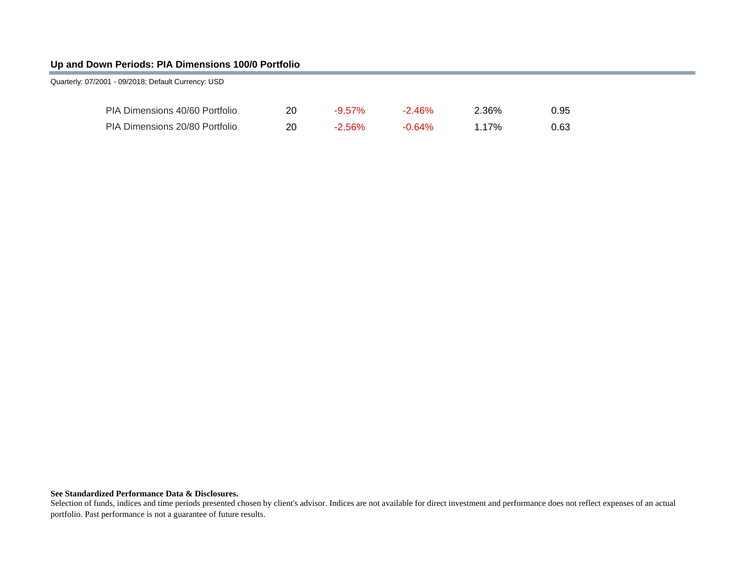## Up and Down Periods: PIA Dimensions 100/0 Portfolio

Quarterly: 07/2001 - 09/2018; Default Currency: USD

| | | | | | |
|---|---|---|---|---|---|
| PIA Dimensions 40/60 Portfolio | 20 | -9.57% | -2.46% | 2.36% | 0.95 |
| PIA Dimensions 20/80 Portfolio | 20 | -2.56% | -0.64% | 1.17% | 0.63 |

**See Standardized Performance Data & Disclosures.**

Selection of funds, indices and time periods presented chosen by client's advisor. Indices are not available for direct investment and performance does not reflect expenses of an actual portfolio. Past performance is not a guarantee of future results.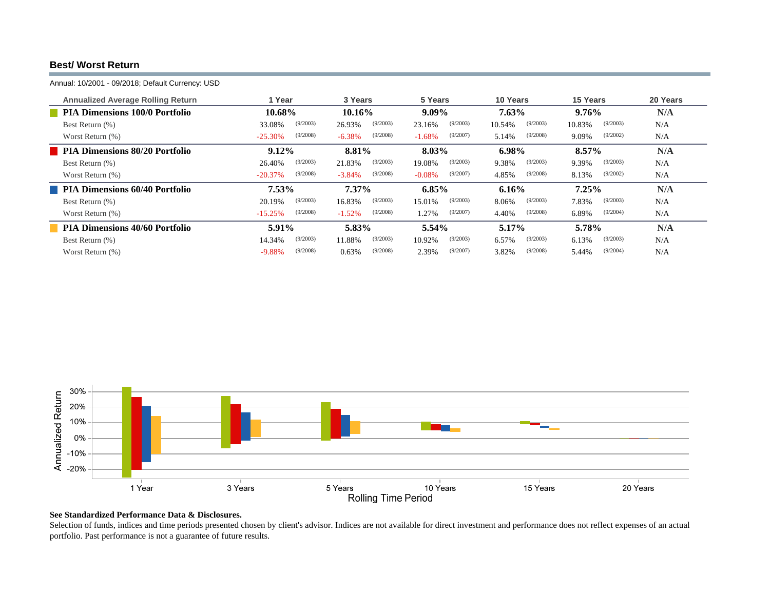## Best/ Worst Return

Annual: 10/2001 - 09/2018; Default Currency: USD

| Annualized Average Rolling Return | 1 Year | | 3 Years | | 5 Years | | 10 Years | | 15 Years | | 20 Years |
|---|---|---|---|---|---|---|---|---|---|---|---|
| **PIA Dimensions 100/0 Portfolio** | **10.68%** | | **10.16%** | | **9.09%** | | **7.63%** | | **9.76%** | | **N/A** |
| Best Return (%) | 33.08% | (9/2003) | 26.93% | (9/2003) | 23.16% | (9/2003) | 10.54% | (9/2003) | 10.83% | (9/2003) | N/A |
| Worst Return (%) | -25.30% | (9/2008) | -6.38% | (9/2008) | -1.68% | (9/2007) | 5.14% | (9/2008) | 9.09% | (9/2002) | N/A |
| **PIA Dimensions 80/20 Portfolio** | **9.12%** | | **8.81%** | | **8.03%** | | **6.98%** | | **8.57%** | | **N/A** |
| Best Return (%) | 26.40% | (9/2003) | 21.83% | (9/2003) | 19.08% | (9/2003) | 9.38% | (9/2003) | 9.39% | (9/2003) | N/A |
| Worst Return (%) | -20.37% | (9/2008) | -3.84% | (9/2008) | -0.08% | (9/2007) | 4.85% | (9/2008) | 8.13% | (9/2002) | N/A |
| **PIA Dimensions 60/40 Portfolio** | **7.53%** | | **7.37%** | | **6.85%** | | **6.16%** | | **7.25%** | | **N/A** |
| Best Return (%) | 20.19% | (9/2003) | 16.83% | (9/2003) | 15.01% | (9/2003) | 8.06% | (9/2003) | 7.83% | (9/2003) | N/A |
| Worst Return (%) | -15.25% | (9/2008) | -1.52% | (9/2008) | 1.27% | (9/2007) | 4.40% | (9/2008) | 6.89% | (9/2004) | N/A |
| **PIA Dimensions 40/60 Portfolio** | **5.91%** | | **5.83%** | | **5.54%** | | **5.17%** | | **5.78%** | | **N/A** |
| Best Return (%) | 14.34% | (9/2003) | 11.88% | (9/2003) | 10.92% | (9/2003) | 6.57% | (9/2003) | 6.13% | (9/2003) | N/A |
| Worst Return (%) | -9.88% | (9/2008) | 0.63% | (9/2008) | 2.39% | (9/2007) | 3.82% | (9/2008) | 5.44% | (9/2004) | N/A |

**See Standardized Performance Data & Disclosures.**

Selection of funds, indices and time periods presented chosen by client's advisor. Indices are not available for direct investment and performance does not reflect expenses of an actual portfolio. Past performance is not a guarantee of future results.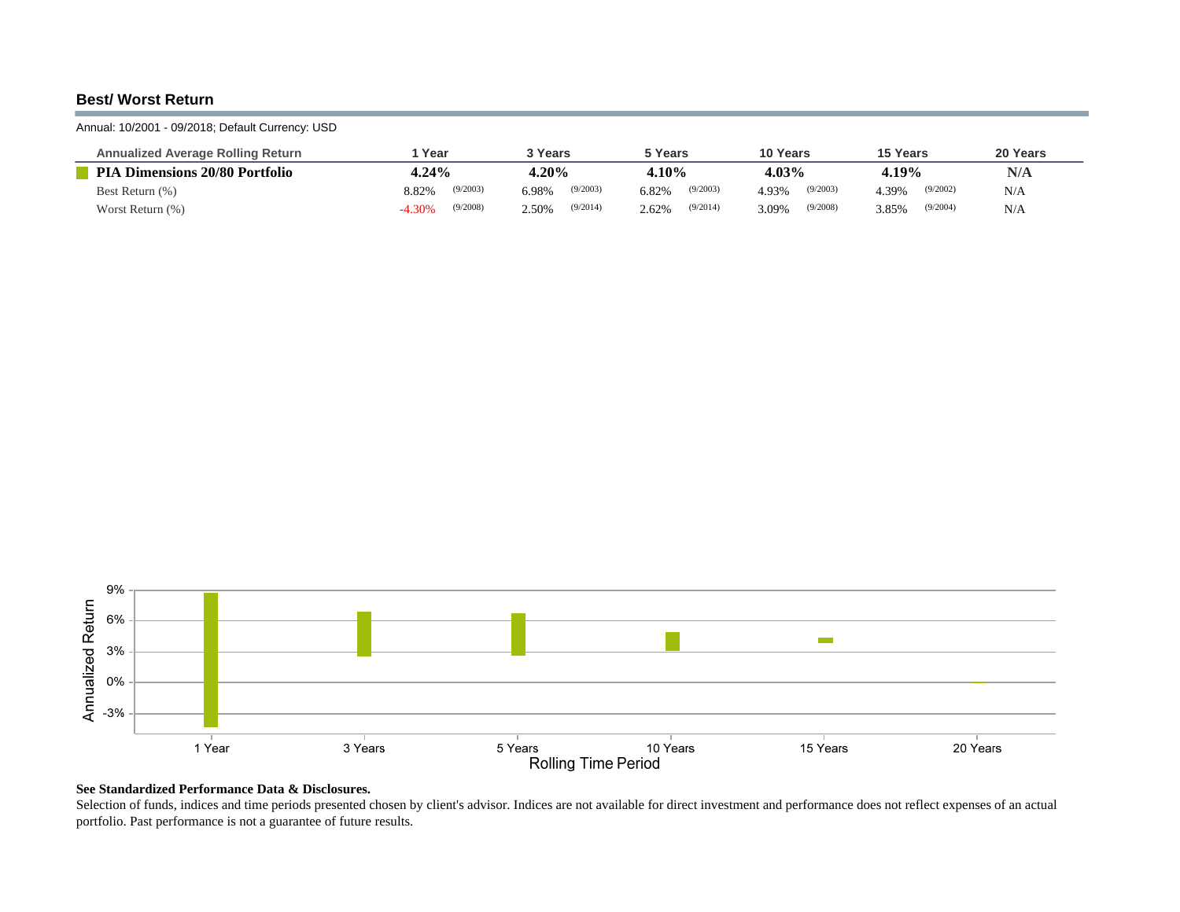## Best/ Worst Return

Annual: 10/2001 - 09/2018; Default Currency: USD

| Annualized Average Rolling Return | 1 Year | 3 Years | 5 Years | 10 Years | 15 Years | 20 Years |
|---|---|---|---|---|---|---|
| **PIA Dimensions 20/80 Portfolio** | **4.24%** | **4.20%** | **4.10%** | **4.03%** | **4.19%** | **N/A** |
| Best Return (%) | 8.82% (9/2003) | 6.98% (9/2003) | 6.82% (9/2003) | 4.93% (9/2003) | 4.39% (9/2002) | N/A |
| Worst Return (%) | -4.30% (9/2008) | 2.50% (9/2014) | 2.62% (9/2014) | 3.09% (9/2008) | 3.85% (9/2004) | N/A |

**See Standardized Performance Data & Disclosures.**

Selection of funds, indices and time periods presented chosen by client's advisor. Indices are not available for direct investment and performance does not reflect expenses of an actual portfolio. Past performance is not a guarantee of future results.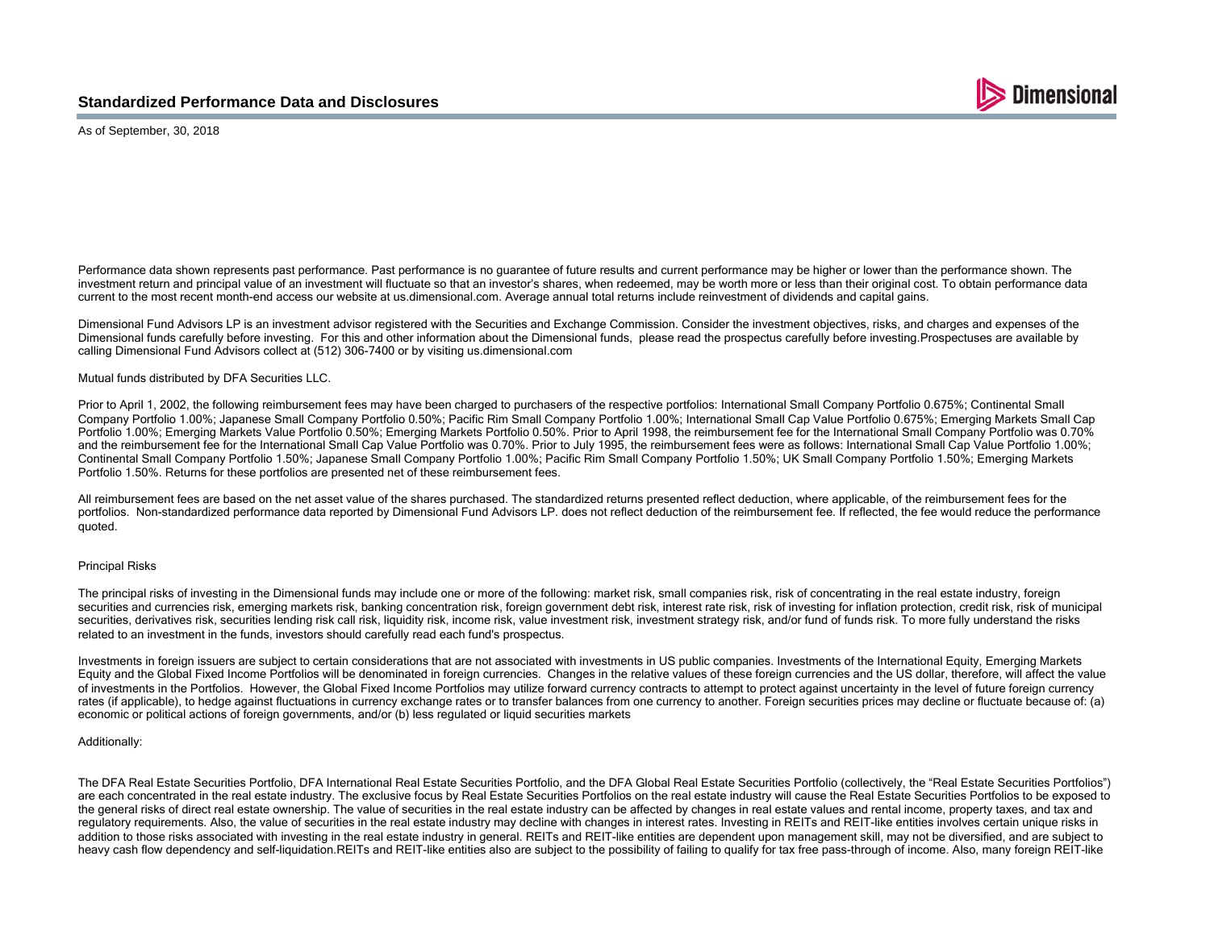## Standardized Performance Data and Disclosures

As of September, 30, 2018

Performance data shown represents past performance. Past performance is no guarantee of future results and current performance may be higher or lower than the performance shown. The investment return and principal value of an investment will fluctuate so that an investor's shares, when redeemed, may be worth more or less than their original cost. To obtain performance data current to the most recent month-end access our website at us.dimensional.com. Average annual total returns include reinvestment of dividends and capital gains.

Dimensional Fund Advisors LP is an investment advisor registered with the Securities and Exchange Commission. Consider the investment objectives, risks, and charges and expenses of the Dimensional funds carefully before investing. For this and other information about the Dimensional funds, please read the prospectus carefully before investing.Prospectuses are available by calling Dimensional Fund Advisors collect at (512) 306-7400 or by visiting us.dimensional.com

Mutual funds distributed by DFA Securities LLC.

Prior to April 1, 2002, the following reimbursement fees may have been charged to purchasers of the respective portfolios: International Small Company Portfolio 0.675%; Continental Small Company Portfolio 1.00%; Japanese Small Company Portfolio 0.50%; Pacific Rim Small Company Portfolio 1.00%; International Small Cap Value Portfolio 0.675%; Emerging Markets Small Cap Portfolio 1.00%; Emerging Markets Value Portfolio 0.50%; Emerging Markets Portfolio 0.50%. Prior to April 1998, the reimbursement fee for the International Small Company Portfolio was 0.70% and the reimbursement fee for the International Small Cap Value Portfolio was 0.70%. Prior to July 1995, the reimbursement fees were as follows: International Small Cap Value Portfolio 1.00%; Continental Small Company Portfolio 1.50%; Japanese Small Company Portfolio 1.00%; Pacific Rim Small Company Portfolio 1.50%; UK Small Company Portfolio 1.50%; Emerging Markets Portfolio 1.50%. Returns for these portfolios are presented net of these reimbursement fees.

All reimbursement fees are based on the net asset value of the shares purchased. The standardized returns presented reflect deduction, where applicable, of the reimbursement fees for the portfolios. Non-standardized performance data reported by Dimensional Fund Advisors LP. does not reflect deduction of the reimbursement fee. If reflected, the fee would reduce the performance quoted.

Principal Risks

The principal risks of investing in the Dimensional funds may include one or more of the following: market risk, small companies risk, risk of concentrating in the real estate industry, foreign securities and currencies risk, emerging markets risk, banking concentration risk, foreign government debt risk, interest rate risk, risk of investing for inflation protection, credit risk, risk of municipal securities, derivatives risk, securities lending risk call risk, liquidity risk, income risk, value investment risk, investment strategy risk, and/or fund of funds risk. To more fully understand the risks related to an investment in the funds, investors should carefully read each fund's prospectus.

Investments in foreign issuers are subject to certain considerations that are not associated with investments in US public companies. Investments of the International Equity, Emerging Markets Equity and the Global Fixed Income Portfolios will be denominated in foreign currencies. Changes in the relative values of these foreign currencies and the US dollar, therefore, will affect the value of investments in the Portfolios. However, the Global Fixed Income Portfolios may utilize forward currency contracts to attempt to protect against uncertainty in the level of future foreign currency rates (if applicable), to hedge against fluctuations in currency exchange rates or to transfer balances from one currency to another. Foreign securities prices may decline or fluctuate because of: (a) economic or political actions of foreign governments, and/or (b) less regulated or liquid securities markets

Additionally:

The DFA Real Estate Securities Portfolio, DFA International Real Estate Securities Portfolio, and the DFA Global Real Estate Securities Portfolio (collectively, the "Real Estate Securities Portfolios") are each concentrated in the real estate industry. The exclusive focus by Real Estate Securities Portfolios on the real estate industry will cause the Real Estate Securities Portfolios to be exposed to the general risks of direct real estate ownership. The value of securities in the real estate industry can be affected by changes in real estate values and rental income, property taxes, and tax and regulatory requirements. Also, the value of securities in the real estate industry may decline with changes in interest rates. Investing in REITs and REIT-like entities involves certain unique risks in addition to those risks associated with investing in the real estate industry in general. REITs and REIT-like entities are dependent upon management skill, may not be diversified, and are subject to heavy cash flow dependency and self-liquidation.REITs and REIT-like entities also are subject to the possibility of failing to qualify for tax free pass-through of income. Also, many foreign REIT-like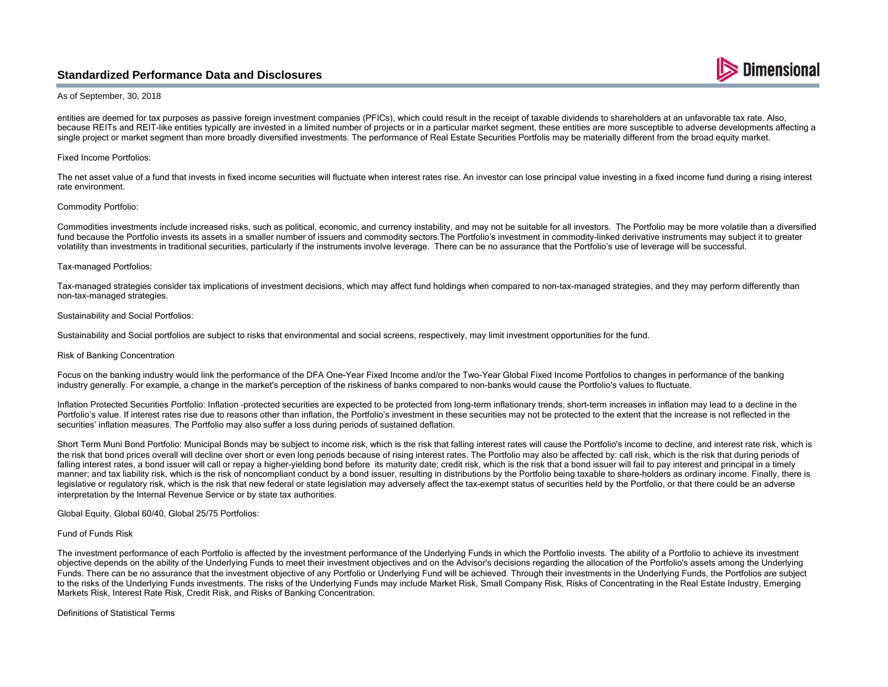entities are deemed for tax purposes as passive foreign investment companies (PFICs), which could result in the receipt of taxable dividends to shareholders at an unfavorable tax rate. Also, because REITs and REIT-like entities typically are invested in a limited number of projects or in a particular market segment, these entities are more susceptible to adverse developments affecting a single project or market segment than more broadly diversified investments. The performance of Real Estate Securities Portfolis may be materially different from the broad equity market.

Fixed Income Portfolios:

The net asset value of a fund that invests in fixed income securities will fluctuate when interest rates rise. An investor can lose principal value investing in a fixed income fund during a rising interest rate environment.

Commodity Portfolio:

Commodities investments include increased risks, such as political, economic, and currency instability, and may not be suitable for all investors. The Portfolio may be more volatile than a diversified fund because the Portfolio invests its assets in a smaller number of issuers and commodity sectors.The Portfolio's investment in commodity-linked derivative instruments may subject it to greater volatility than investments in traditional securities, particularly if the instruments involve leverage. There can be no assurance that the Portfolio's use of leverage will be successful.

Tax-managed Portfolios:

Tax-managed strategies consider tax implications of investment decisions, which may affect fund holdings when compared to non-tax-managed strategies, and they may perform differently than non-tax-managed strategies.

Sustainability and Social Portfolios:

Sustainability and Social portfolios are subject to risks that environmental and social screens, respectively, may limit investment opportunities for the fund.

Risk of Banking Concentration

Focus on the banking industry would link the performance of the DFA One-Year Fixed Income and/or the Two-Year Global Fixed Income Portfolios to changes in performance of the banking industry generally. For example, a change in the market's perception of the riskiness of banks compared to non-banks would cause the Portfolio's values to fluctuate.

Inflation Protected Securities Portfolio: Inflation -protected securities are expected to be protected from long-term inflationary trends, short-term increases in inflation may lead to a decline in the Portfolio's value. If interest rates rise due to reasons other than inflation, the Portfolio's investment in these securities may not be protected to the extent that the increase is not reflected in the securities' inflation measures. The Portfolio may also suffer a loss during periods of sustained deflation.

Short Term Muni Bond Portfolio: Municipal Bonds may be subject to income risk, which is the risk that falling interest rates will cause the Portfolio's income to decline, and interest rate risk, which is the risk that bond prices overall will decline over short or even long periods because of rising interest rates. The Portfolio may also be affected by: call risk, which is the risk that during periods of falling interest rates, a bond issuer will call or repay a higher-yielding bond before its maturity date; credit risk, which is the risk that a bond issuer will fail to pay interest and principal in a timely manner; and tax liability risk, which is the risk of noncompliant conduct by a bond issuer, resulting in distributions by the Portfolio being taxable to share-holders as ordinary income. Finally, there is legislative or regulatory risk, which is the risk that new federal or state legislation may adversely affect the tax-exempt status of securities held by the Portfolio, or that there could be an adverse interpretation by the Internal Revenue Service or by state tax authorities.

Global Equity, Global 60/40, Global 25/75 Portfolios:

Fund of Funds Risk

The investment performance of each Portfolio is affected by the investment performance of the Underlying Funds in which the Portfolio invests. The ability of a Portfolio to achieve its investment objective depends on the ability of the Underlying Funds to meet their investment objectives and on the Advisor's decisions regarding the allocation of the Portfolio's assets among the Underlying Funds. There can be no assurance that the investment objective of any Portfolio or Underlying Fund will be achieved. Through their investments in the Underlying Funds, the Portfolios are subject to the risks of the Underlying Funds investments. The risks of the Underlying Funds may include Market Risk, Small Company Risk, Risks of Concentrating in the Real Estate Industry, Emerging Markets Risk, Interest Rate Risk, Credit Risk, and Risks of Banking Concentration.

Definitions of Statistical Terms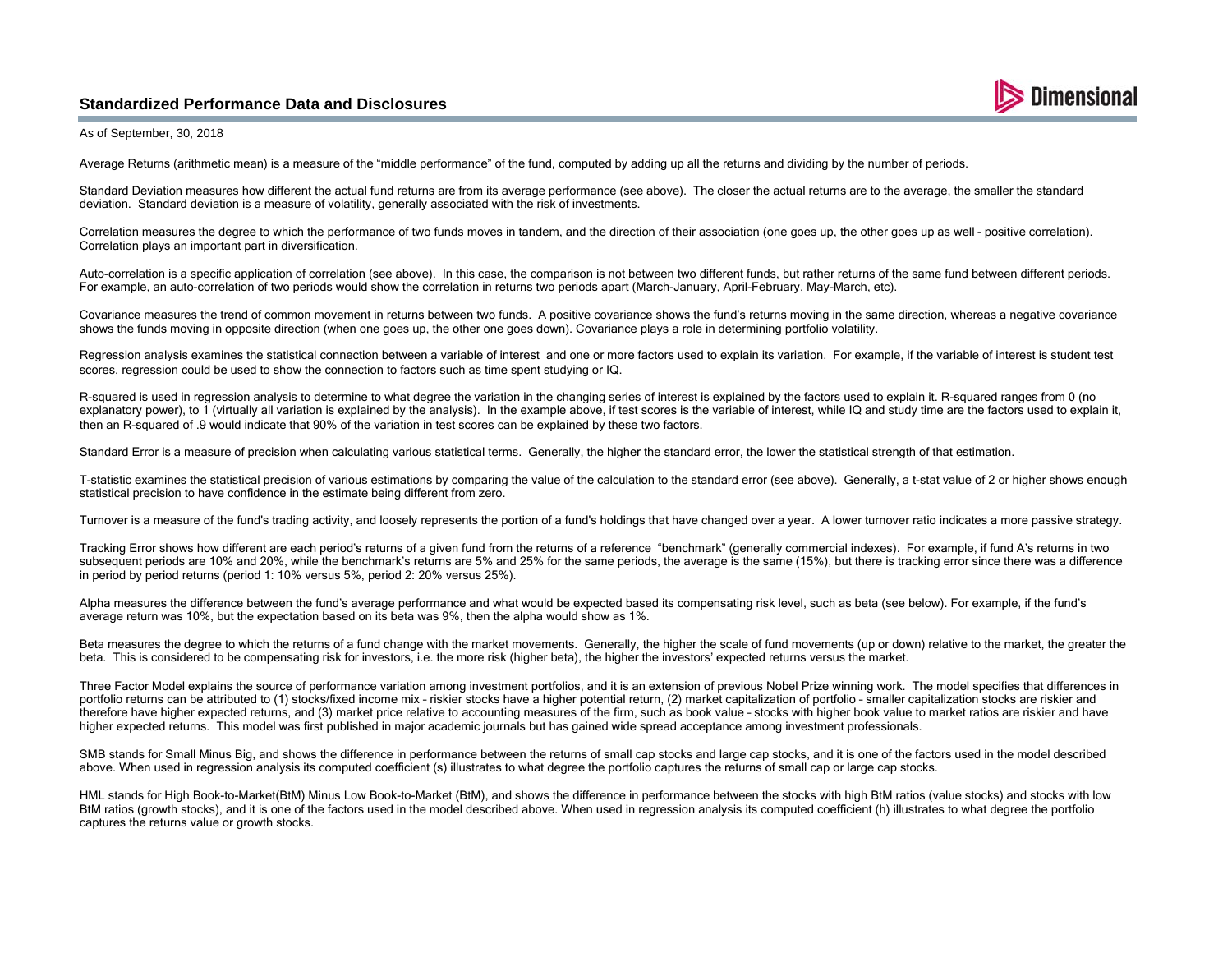## Standardized Performance Data and Disclosures

As of September, 30, 2018

Average Returns (arithmetic mean) is a measure of the "middle performance" of the fund, computed by adding up all the returns and dividing by the number of periods.

Standard Deviation measures how different the actual fund returns are from its average performance (see above). The closer the actual returns are to the average, the smaller the standard deviation. Standard deviation is a measure of volatility, generally associated with the risk of investments.

Correlation measures the degree to which the performance of two funds moves in tandem, and the direction of their association (one goes up, the other goes up as well – positive correlation). Correlation plays an important part in diversification.

Auto-correlation is a specific application of correlation (see above). In this case, the comparison is not between two different funds, but rather returns of the same fund between different periods. For example, an auto-correlation of two periods would show the correlation in returns two periods apart (March-January, April-February, May-March, etc).

Covariance measures the trend of common movement in returns between two funds. A positive covariance shows the fund's returns moving in the same direction, whereas a negative covariance shows the funds moving in opposite direction (when one goes up, the other one goes down). Covariance plays a role in determining portfolio volatility.

Regression analysis examines the statistical connection between a variable of interest and one or more factors used to explain its variation. For example, if the variable of interest is student test scores, regression could be used to show the connection to factors such as time spent studying or IQ.

R-squared is used in regression analysis to determine to what degree the variation in the changing series of interest is explained by the factors used to explain it. R-squared ranges from 0 (no explanatory power), to 1 (virtually all variation is explained by the analysis). In the example above, if test scores is the variable of interest, while IQ and study time are the factors used to explain it, then an R-squared of .9 would indicate that 90% of the variation in test scores can be explained by these two factors.

Standard Error is a measure of precision when calculating various statistical terms. Generally, the higher the standard error, the lower the statistical strength of that estimation.

T-statistic examines the statistical precision of various estimations by comparing the value of the calculation to the standard error (see above). Generally, a t-stat value of 2 or higher shows enough statistical precision to have confidence in the estimate being different from zero.

Turnover is a measure of the fund's trading activity, and loosely represents the portion of a fund's holdings that have changed over a year. A lower turnover ratio indicates a more passive strategy.

Tracking Error shows how different are each period's returns of a given fund from the returns of a reference "benchmark" (generally commercial indexes). For example, if fund A's returns in two subsequent periods are 10% and 20%, while the benchmark's returns are 5% and 25% for the same periods, the average is the same (15%), but there is tracking error since there was a difference in period by period returns (period 1: 10% versus 5%, period 2: 20% versus 25%).

Alpha measures the difference between the fund's average performance and what would be expected based its compensating risk level, such as beta (see below). For example, if the fund's average return was 10%, but the expectation based on its beta was 9%, then the alpha would show as 1%.

Beta measures the degree to which the returns of a fund change with the market movements. Generally, the higher the scale of fund movements (up or down) relative to the market, the greater the beta. This is considered to be compensating risk for investors, i.e. the more risk (higher beta), the higher the investors' expected returns versus the market.

Three Factor Model explains the source of performance variation among investment portfolios, and it is an extension of previous Nobel Prize winning work. The model specifies that differences in portfolio returns can be attributed to (1) stocks/fixed income mix – riskier stocks have a higher potential return, (2) market capitalization of portfolio – smaller capitalization stocks are riskier and therefore have higher expected returns, and (3) market price relative to accounting measures of the firm, such as book value – stocks with higher book value to market ratios are riskier and have higher expected returns. This model was first published in major academic journals but has gained wide spread acceptance among investment professionals.

SMB stands for Small Minus Big, and shows the difference in performance between the returns of small cap stocks and large cap stocks, and it is one of the factors used in the model described above. When used in regression analysis its computed coefficient (s) illustrates to what degree the portfolio captures the returns of small cap or large cap stocks.

HML stands for High Book-to-Market(BtM) Minus Low Book-to-Market (BtM), and shows the difference in performance between the stocks with high BtM ratios (value stocks) and stocks with low BtM ratios (growth stocks), and it is one of the factors used in the model described above. When used in regression analysis its computed coefficient (h) illustrates to what degree the portfolio captures the returns value or growth stocks.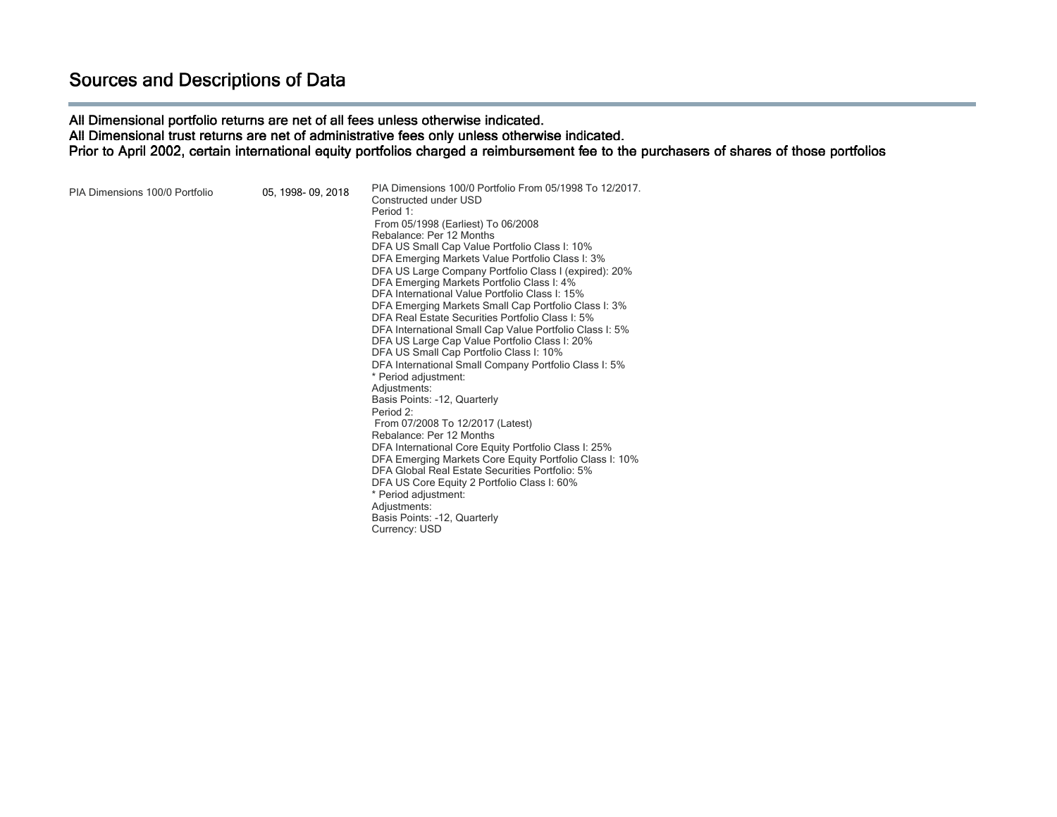# Sources and Descriptions of Data

**All Dimensional portfolio returns are net of all fees unless otherwise indicated.**
**All Dimensional trust returns are net of administrative fees only unless otherwise indicated.**
**Prior to April 2002, certain international equity portfolios charged a reimbursement fee to the purchasers of shares of those portfolios**

| | | |
|---|---|---|
| PIA Dimensions 100/0 Portfolio | 05, 1998- 09, 2018 | PIA Dimensions 100/0 Portfolio From 05/1998 To 12/2017.<br>Constructed under USD<br>Period 1:<br>From 05/1998 (Earliest) To 06/2008<br>Rebalance: Per 12 Months<br>DFA US Small Cap Value Portfolio Class I: 10%<br>DFA Emerging Markets Value Portfolio Class I: 3%<br>DFA US Large Company Portfolio Class I (expired): 20%<br>DFA Emerging Markets Portfolio Class I: 4%<br>DFA International Value Portfolio Class I: 15%<br>DFA Emerging Markets Small Cap Portfolio Class I: 3%<br>DFA Real Estate Securities Portfolio Class I: 5%<br>DFA International Small Cap Value Portfolio Class I: 5%<br>DFA US Large Cap Value Portfolio Class I: 20%<br>DFA US Small Cap Portfolio Class I: 10%<br>DFA International Small Company Portfolio Class I: 5%<br>* Period adjustment:<br>Adjustments:<br>Basis Points: -12, Quarterly<br>Period 2:<br>From 07/2008 To 12/2017 (Latest)<br>Rebalance: Per 12 Months<br>DFA International Core Equity Portfolio Class I: 25%<br>DFA Emerging Markets Core Equity Portfolio Class I: 10%<br>DFA Global Real Estate Securities Portfolio: 5%<br>DFA US Core Equity 2 Portfolio Class I: 60%<br>* Period adjustment:<br>Adjustments:<br>Basis Points: -12, Quarterly<br>Currency: USD |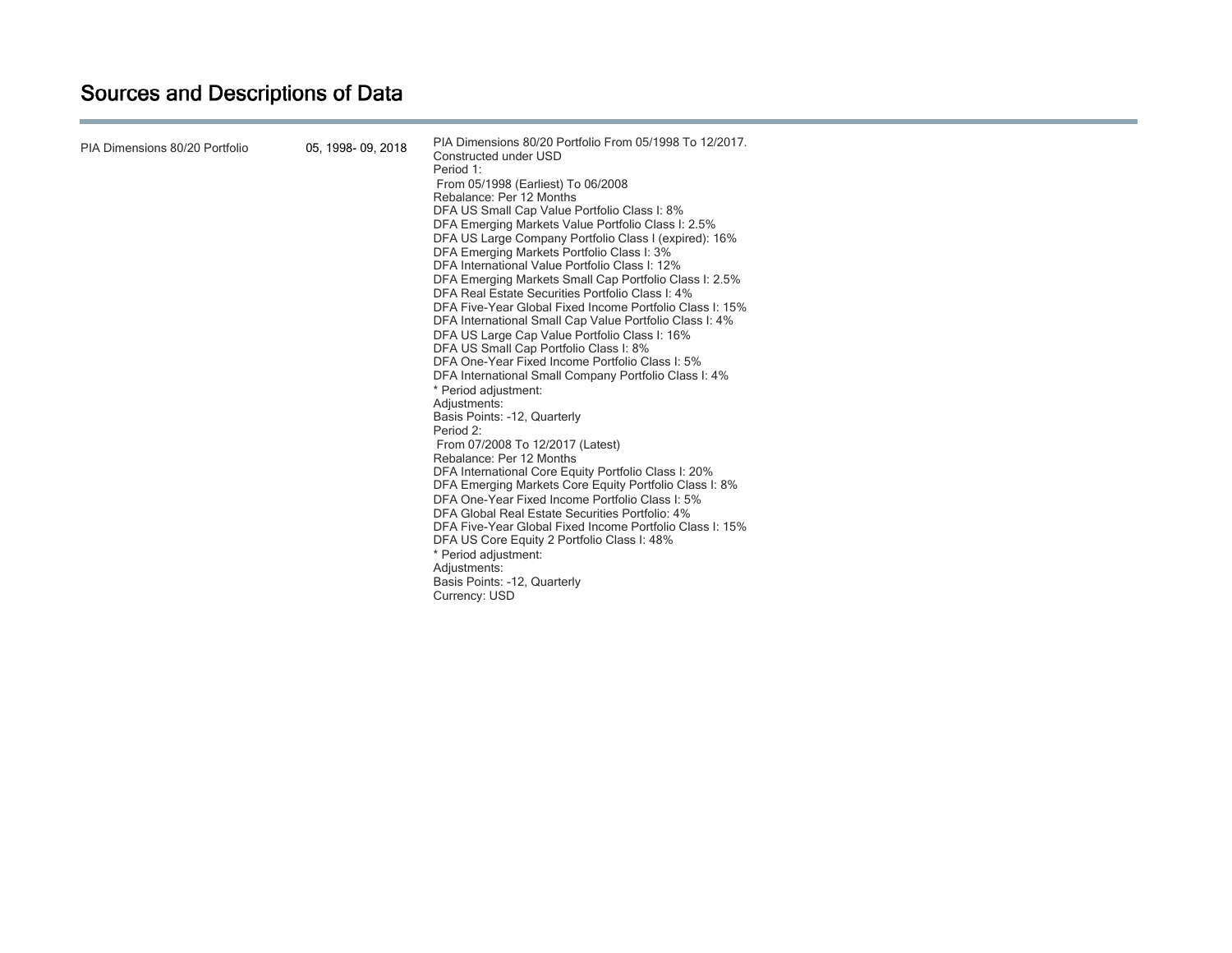# Sources and Descriptions of Data

| | | |
|---|---|---|
| PIA Dimensions 80/20 Portfolio | 05, 1998- 09, 2018 | PIA Dimensions 80/20 Portfolio From 05/1998 To 12/2017.<br>Constructed under USD<br>Period 1:<br>From 05/1998 (Earliest) To 06/2008<br>Rebalance: Per 12 Months<br>DFA US Small Cap Value Portfolio Class I: 8%<br>DFA Emerging Markets Value Portfolio Class I: 2.5%<br>DFA US Large Company Portfolio Class I (expired): 16%<br>DFA Emerging Markets Portfolio Class I: 3%<br>DFA International Value Portfolio Class I: 12%<br>DFA Emerging Markets Small Cap Portfolio Class I: 2.5%<br>DFA Real Estate Securities Portfolio Class I: 4%<br>DFA Five-Year Global Fixed Income Portfolio Class I: 15%<br>DFA International Small Cap Value Portfolio Class I: 4%<br>DFA US Large Cap Value Portfolio Class I: 16%<br>DFA US Small Cap Portfolio Class I: 8%<br>DFA One-Year Fixed Income Portfolio Class I: 5%<br>DFA International Small Company Portfolio Class I: 4%<br>* Period adjustment:<br>Adjustments:<br>Basis Points: -12, Quarterly<br>Period 2:<br>From 07/2008 To 12/2017 (Latest)<br>Rebalance: Per 12 Months<br>DFA International Core Equity Portfolio Class I: 20%<br>DFA Emerging Markets Core Equity Portfolio Class I: 8%<br>DFA One-Year Fixed Income Portfolio Class I: 5%<br>DFA Global Real Estate Securities Portfolio: 4%<br>DFA Five-Year Global Fixed Income Portfolio Class I: 15%<br>DFA US Core Equity 2 Portfolio Class I: 48%<br>* Period adjustment:<br>Adjustments:<br>Basis Points: -12, Quarterly<br>Currency: USD |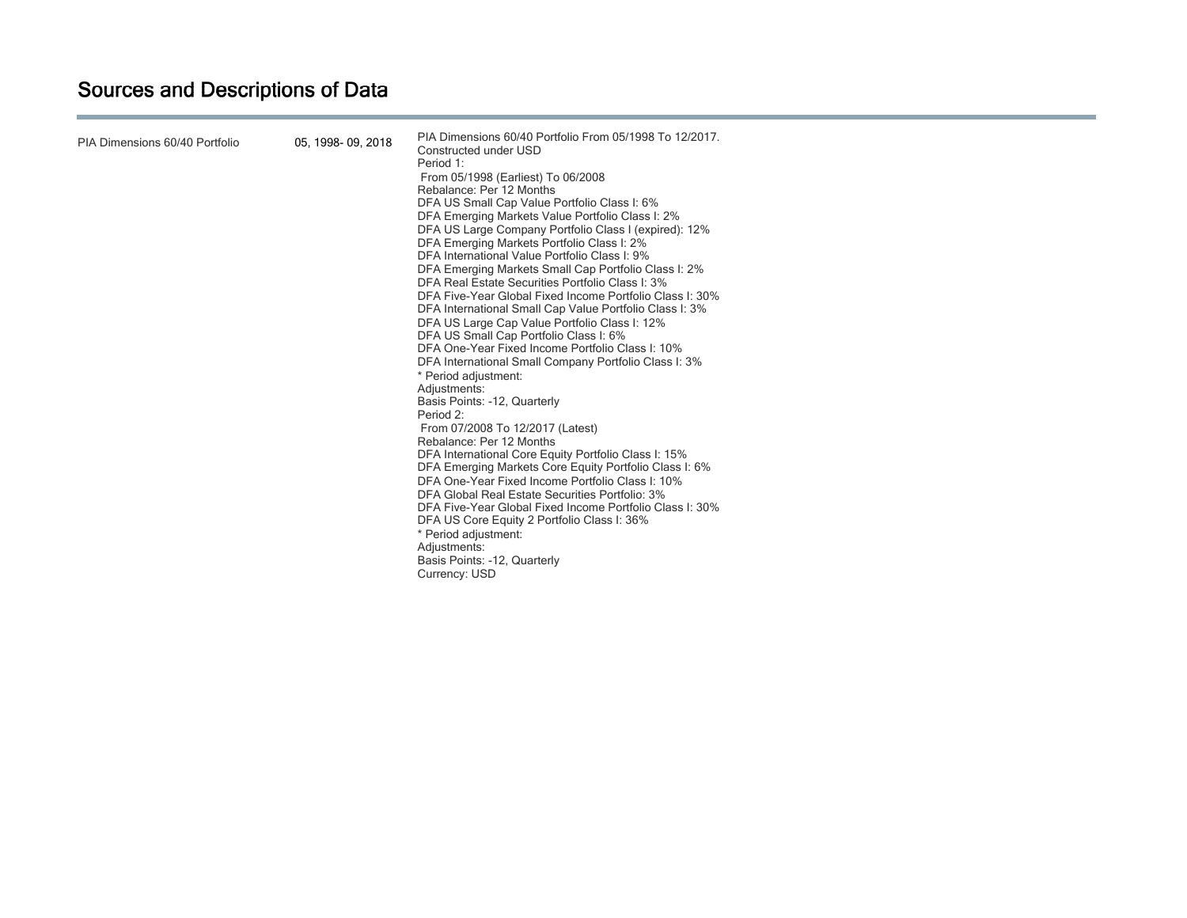# Sources and Descriptions of Data

| | | |
|---|---|---|
| PIA Dimensions 60/40 Portfolio | 05, 1998- 09, 2018 | PIA Dimensions 60/40 Portfolio From 05/1998 To 12/2017.<br>Constructed under USD<br>Period 1:<br>From 05/1998 (Earliest) To 06/2008<br>Rebalance: Per 12 Months<br>DFA US Small Cap Value Portfolio Class I: 6%<br>DFA Emerging Markets Value Portfolio Class I: 2%<br>DFA US Large Company Portfolio Class I (expired): 12%<br>DFA Emerging Markets Portfolio Class I: 2%<br>DFA International Value Portfolio Class I: 9%<br>DFA Emerging Markets Small Cap Portfolio Class I: 2%<br>DFA Real Estate Securities Portfolio Class I: 3%<br>DFA Five-Year Global Fixed Income Portfolio Class I: 30%<br>DFA International Small Cap Value Portfolio Class I: 3%<br>DFA US Large Cap Value Portfolio Class I: 12%<br>DFA US Small Cap Portfolio Class I: 6%<br>DFA One-Year Fixed Income Portfolio Class I: 10%<br>DFA International Small Company Portfolio Class I: 3%<br>* Period adjustment:<br>Adjustments:<br>Basis Points: -12, Quarterly<br>Period 2:<br>From 07/2008 To 12/2017 (Latest)<br>Rebalance: Per 12 Months<br>DFA International Core Equity Portfolio Class I: 15%<br>DFA Emerging Markets Core Equity Portfolio Class I: 6%<br>DFA One-Year Fixed Income Portfolio Class I: 10%<br>DFA Global Real Estate Securities Portfolio: 3%<br>DFA Five-Year Global Fixed Income Portfolio Class I: 30%<br>DFA US Core Equity 2 Portfolio Class I: 36%<br>* Period adjustment:<br>Adjustments:<br>Basis Points: -12, Quarterly<br>Currency: USD |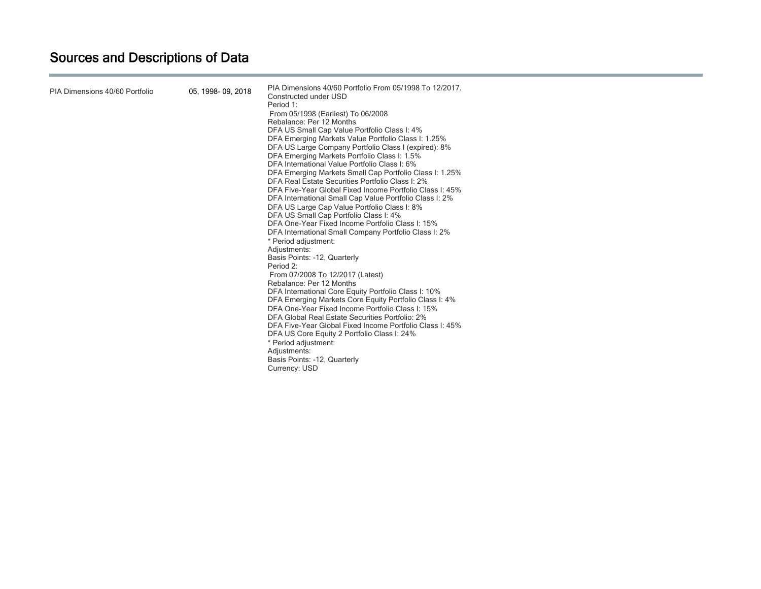# Sources and Descriptions of Data

| | | |
|---|---|---|
| PIA Dimensions 40/60 Portfolio | 05, 1998- 09, 2018 | PIA Dimensions 40/60 Portfolio From 05/1998 To 12/2017.<br>Constructed under USD<br>Period 1:<br>From 05/1998 (Earliest) To 06/2008<br>Rebalance: Per 12 Months<br>DFA US Small Cap Value Portfolio Class I: 4%<br>DFA Emerging Markets Value Portfolio Class I: 1.25%<br>DFA US Large Company Portfolio Class I (expired): 8%<br>DFA Emerging Markets Portfolio Class I: 1.5%<br>DFA International Value Portfolio Class I: 6%<br>DFA Emerging Markets Small Cap Portfolio Class I: 1.25%<br>DFA Real Estate Securities Portfolio Class I: 2%<br>DFA Five-Year Global Fixed Income Portfolio Class I: 45%<br>DFA International Small Cap Value Portfolio Class I: 2%<br>DFA US Large Cap Value Portfolio Class I: 8%<br>DFA US Small Cap Portfolio Class I: 4%<br>DFA One-Year Fixed Income Portfolio Class I: 15%<br>DFA International Small Company Portfolio Class I: 2%<br>* Period adjustment:<br>Adjustments:<br>Basis Points: -12, Quarterly<br>Period 2:<br>From 07/2008 To 12/2017 (Latest)<br>Rebalance: Per 12 Months<br>DFA International Core Equity Portfolio Class I: 10%<br>DFA Emerging Markets Core Equity Portfolio Class I: 4%<br>DFA One-Year Fixed Income Portfolio Class I: 15%<br>DFA Global Real Estate Securities Portfolio: 2%<br>DFA Five-Year Global Fixed Income Portfolio Class I: 45%<br>DFA US Core Equity 2 Portfolio Class I: 24%<br>* Period adjustment:<br>Adjustments:<br>Basis Points: -12, Quarterly<br>Currency: USD |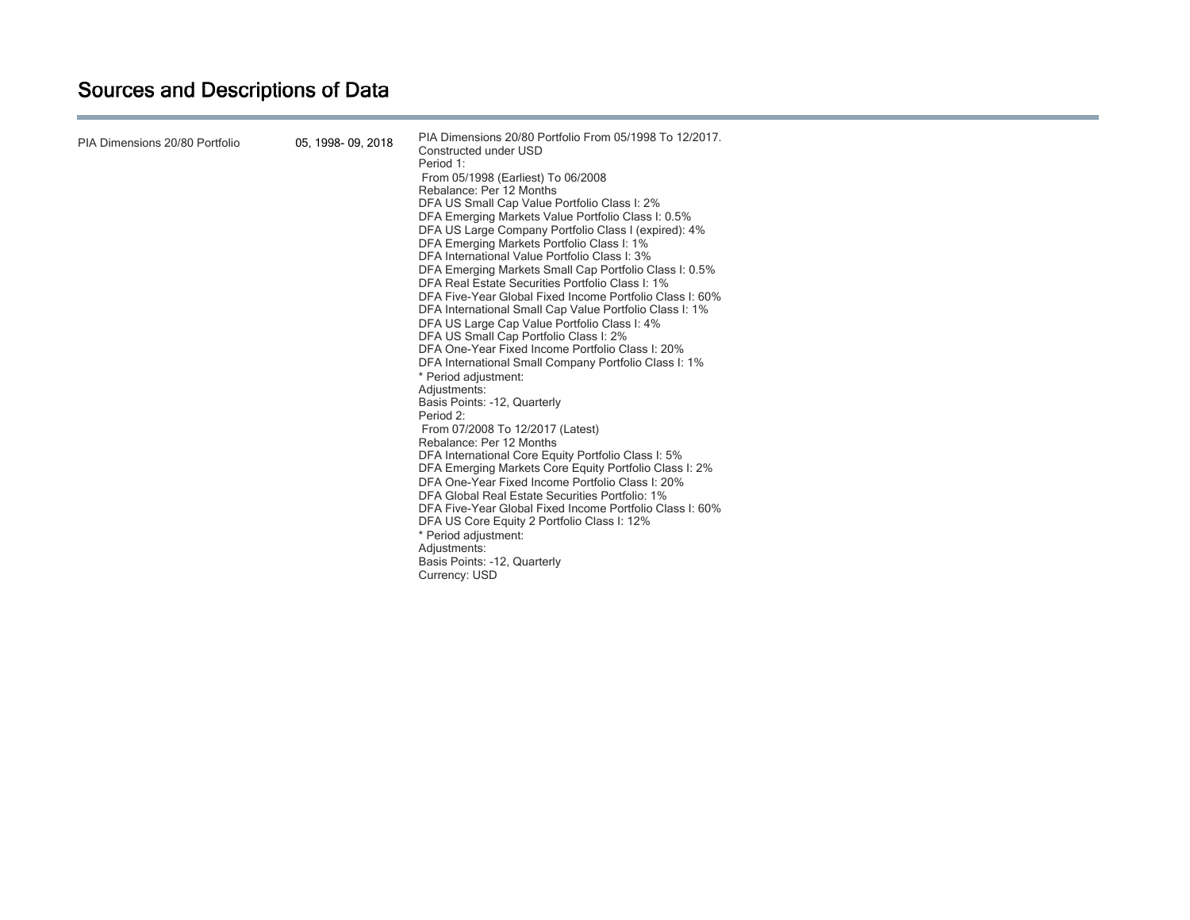# Sources and Descriptions of Data

| | | |
|---|---|---|
| PIA Dimensions 20/80 Portfolio | 05, 1998- 09, 2018 | PIA Dimensions 20/80 Portfolio From 05/1998 To 12/2017.<br>Constructed under USD<br>Period 1:<br>From 05/1998 (Earliest) To 06/2008<br>Rebalance: Per 12 Months<br>DFA US Small Cap Value Portfolio Class I: 2%<br>DFA Emerging Markets Value Portfolio Class I: 0.5%<br>DFA US Large Company Portfolio Class I (expired): 4%<br>DFA Emerging Markets Portfolio Class I: 1%<br>DFA International Value Portfolio Class I: 3%<br>DFA Emerging Markets Small Cap Portfolio Class I: 0.5%<br>DFA Real Estate Securities Portfolio Class I: 1%<br>DFA Five-Year Global Fixed Income Portfolio Class I: 60%<br>DFA International Small Cap Value Portfolio Class I: 1%<br>DFA US Large Cap Value Portfolio Class I: 4%<br>DFA US Small Cap Portfolio Class I: 2%<br>DFA One-Year Fixed Income Portfolio Class I: 20%<br>DFA International Small Company Portfolio Class I: 1%<br>* Period adjustment:<br>Adjustments:<br>Basis Points: -12, Quarterly<br>Period 2:<br>From 07/2008 To 12/2017 (Latest)<br>Rebalance: Per 12 Months<br>DFA International Core Equity Portfolio Class I: 5%<br>DFA Emerging Markets Core Equity Portfolio Class I: 2%<br>DFA One-Year Fixed Income Portfolio Class I: 20%<br>DFA Global Real Estate Securities Portfolio: 1%<br>DFA Five-Year Global Fixed Income Portfolio Class I: 60%<br>DFA US Core Equity 2 Portfolio Class I: 12%<br>* Period adjustment:<br>Adjustments:<br>Basis Points: -12, Quarterly<br>Currency: USD |